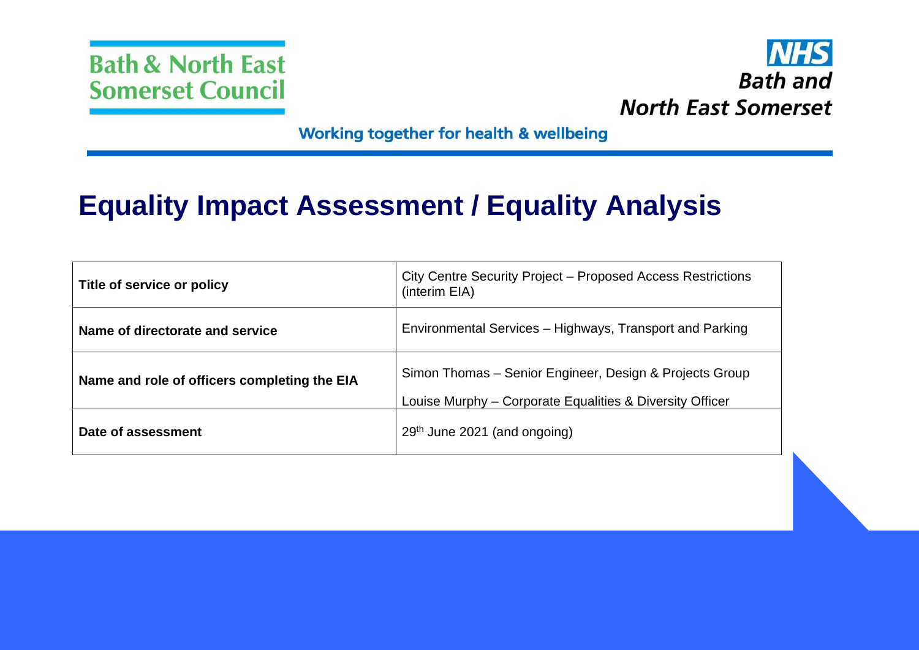Bath & North East Somerset Council

NHS Bath and North East Somerset

Working together for health & wellbeing

# Equality Impact Assessment / Equality Analysis

| **Title of service or policy** | City Centre Security Project – Proposed Access Restrictions (interim EIA) |
| --- | --- |
| **Name of directorate and service** | Environmental Services – Highways, Transport and Parking |
| **Name and role of officers completing the EIA** | Simon Thomas – Senior Engineer, Design & Projects Group<br>Louise Murphy – Corporate Equalities & Diversity Officer |
| **Date of assessment** | 29th June 2021 (and ongoing) |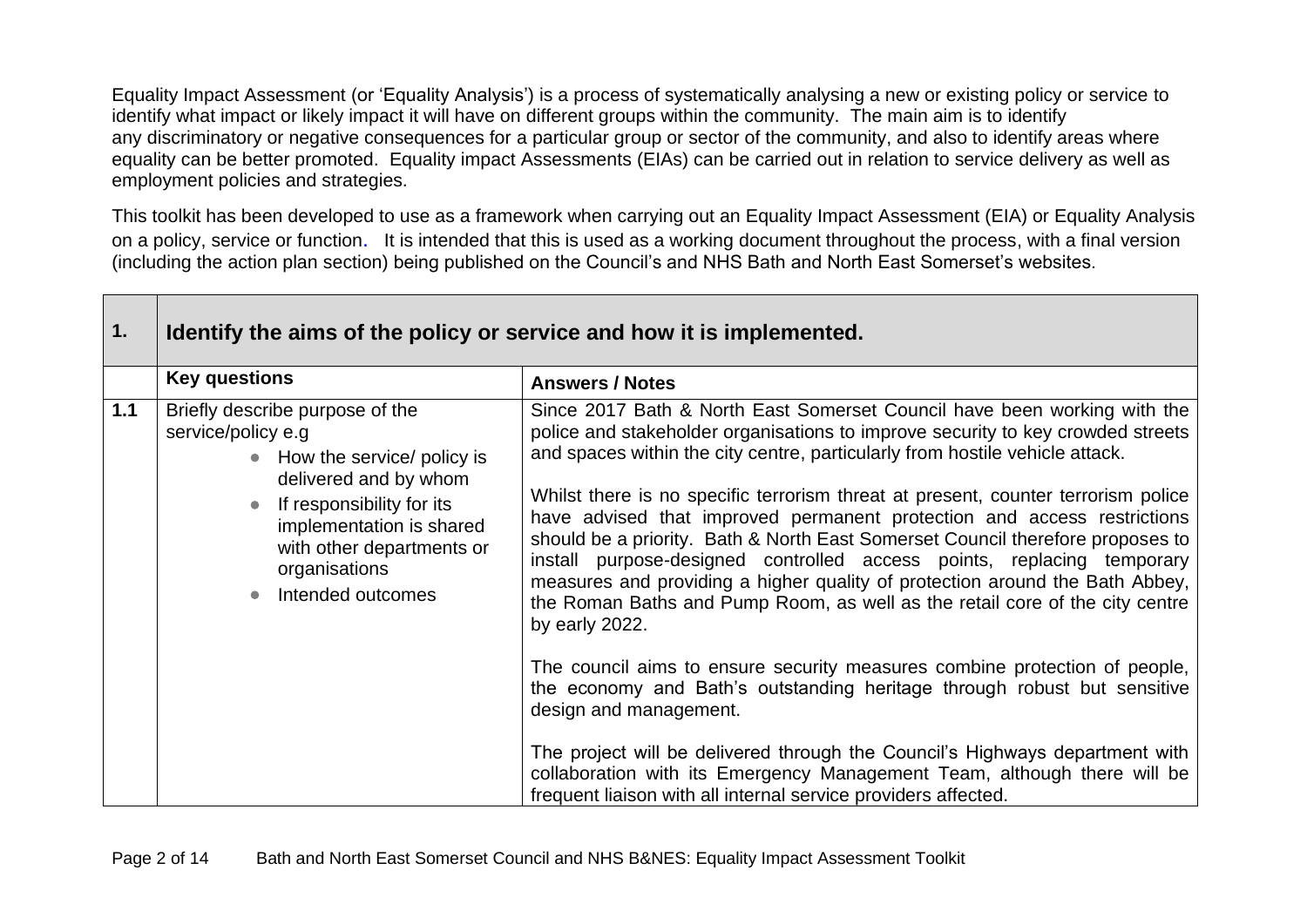Equality Impact Assessment (or 'Equality Analysis') is a process of systematically analysing a new or existing policy or service to identify what impact or likely impact it will have on different groups within the community. The main aim is to identify any discriminatory or negative consequences for a particular group or sector of the community, and also to identify areas where equality can be better promoted. Equality impact Assessments (EIAs) can be carried out in relation to service delivery as well as employment policies and strategies.

This toolkit has been developed to use as a framework when carrying out an Equality Impact Assessment (EIA) or Equality Analysis on a policy, service or function. It is intended that this is used as a working document throughout the process, with a final version (including the action plan section) being published on the Council's and NHS Bath and North East Somerset's websites.

| **1.** | **Identify the aims of the policy or service and how it is implemented.** | |
|---|---|---|
| | **Key questions** | **Answers / Notes** |
| **1.1** | Briefly describe purpose of the service/policy e.g<br>• How the service/ policy is delivered and by whom<br>• If responsibility for its implementation is shared with other departments or organisations<br>• Intended outcomes | Since 2017 Bath & North East Somerset Council have been working with the police and stakeholder organisations to improve security to key crowded streets and spaces within the city centre, particularly from hostile vehicle attack.<br><br>Whilst there is no specific terrorism threat at present, counter terrorism police have advised that improved permanent protection and access restrictions should be a priority. Bath & North East Somerset Council therefore proposes to install purpose-designed controlled access points, replacing temporary measures and providing a higher quality of protection around the Bath Abbey, the Roman Baths and Pump Room, as well as the retail core of the city centre by early 2022.<br><br>The council aims to ensure security measures combine protection of people, the economy and Bath's outstanding heritage through robust but sensitive design and management.<br><br>The project will be delivered through the Council's Highways department with collaboration with its Emergency Management Team, although there will be frequent liaison with all internal service providers affected. |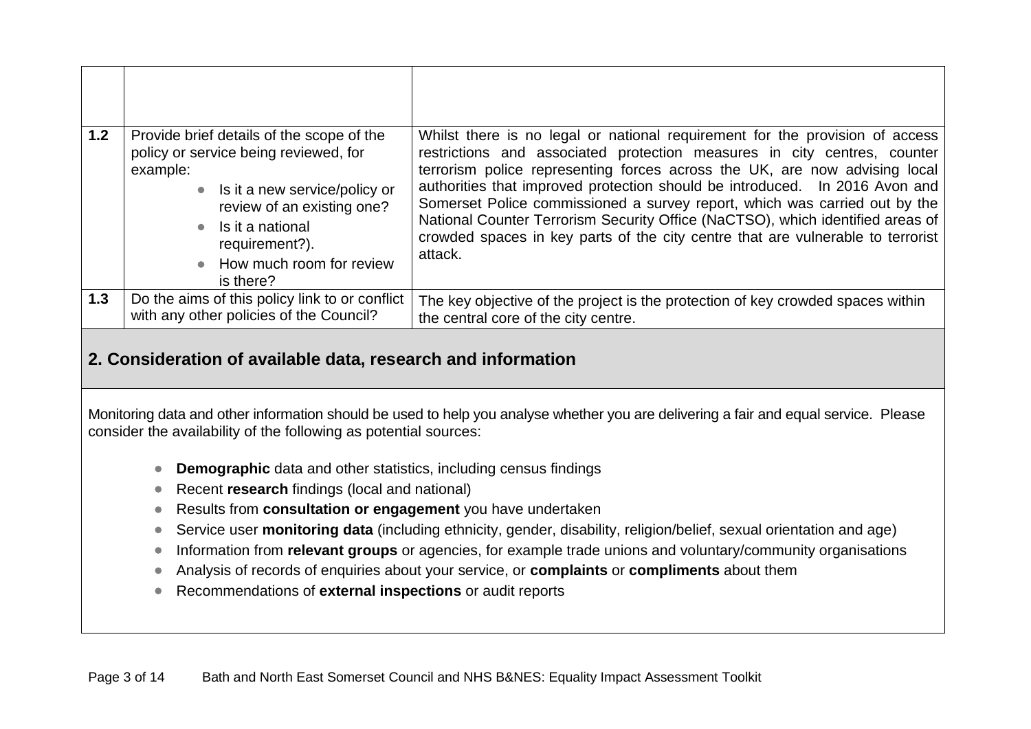| | | |
|---|---|---|
| | | |
| **1.2** | Provide brief details of the scope of the policy or service being reviewed, for example: <br>• Is it a new service/policy or review of an existing one? <br>• Is it a national requirement?). <br>• How much room for review is there? | Whilst there is no legal or national requirement for the provision of access restrictions and associated protection measures in city centres, counter terrorism police representing forces across the UK, are now advising local authorities that improved protection should be introduced. In 2016 Avon and Somerset Police commissioned a survey report, which was carried out by the National Counter Terrorism Security Office (NaCTSO), which identified areas of crowded spaces in key parts of the city centre that are vulnerable to terrorist attack. |
| **1.3** | Do the aims of this policy link to or conflict with any other policies of the Council? | The key objective of the project is the protection of key crowded spaces within the central core of the city centre. |

## 2. Consideration of available data, research and information

Monitoring data and other information should be used to help you analyse whether you are delivering a fair and equal service. Please consider the availability of the following as potential sources:

- **Demographic** data and other statistics, including census findings
- Recent **research** findings (local and national)
- Results from **consultation or engagement** you have undertaken
- Service user **monitoring data** (including ethnicity, gender, disability, religion/belief, sexual orientation and age)
- Information from **relevant groups** or agencies, for example trade unions and voluntary/community organisations
- Analysis of records of enquiries about your service, or **complaints** or **compliments** about them
- Recommendations of **external inspections** or audit reports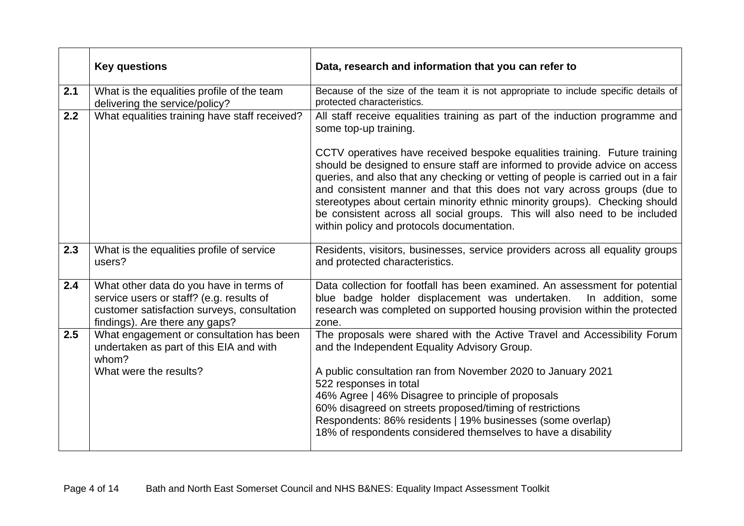| | Key questions | Data, research and information that you can refer to |
|---|---|---|
| **2.1** | What is the equalities profile of the team delivering the service/policy? | Because of the size of the team it is not appropriate to include specific details of protected characteristics. |
| **2.2** | What equalities training have staff received? | All staff receive equalities training as part of the induction programme and some top-up training.<br><br>CCTV operatives have received bespoke equalities training. Future training should be designed to ensure staff are informed to provide advice on access queries, and also that any checking or vetting of people is carried out in a fair and consistent manner and that this does not vary across groups (due to stereotypes about certain minority ethnic minority groups). Checking should be consistent across all social groups. This will also need to be included within policy and protocols documentation. |
| **2.3** | What is the equalities profile of service users? | Residents, visitors, businesses, service providers across all equality groups and protected characteristics. |
| **2.4** | What other data do you have in terms of service users or staff? (e.g. results of customer satisfaction surveys, consultation findings). Are there any gaps? | Data collection for footfall has been examined. An assessment for potential blue badge holder displacement was undertaken. In addition, some research was completed on supported housing provision within the protected zone. |
| **2.5** | What engagement or consultation has been undertaken as part of this EIA and with whom?<br>What were the results? | The proposals were shared with the Active Travel and Accessibility Forum and the Independent Equality Advisory Group.<br><br>A public consultation ran from November 2020 to January 2021<br>522 responses in total<br>46% Agree \| 46% Disagree to principle of proposals<br>60% disagreed on streets proposed/timing of restrictions<br>Respondents: 86% residents \| 19% businesses (some overlap)<br>18% of respondents considered themselves to have a disability |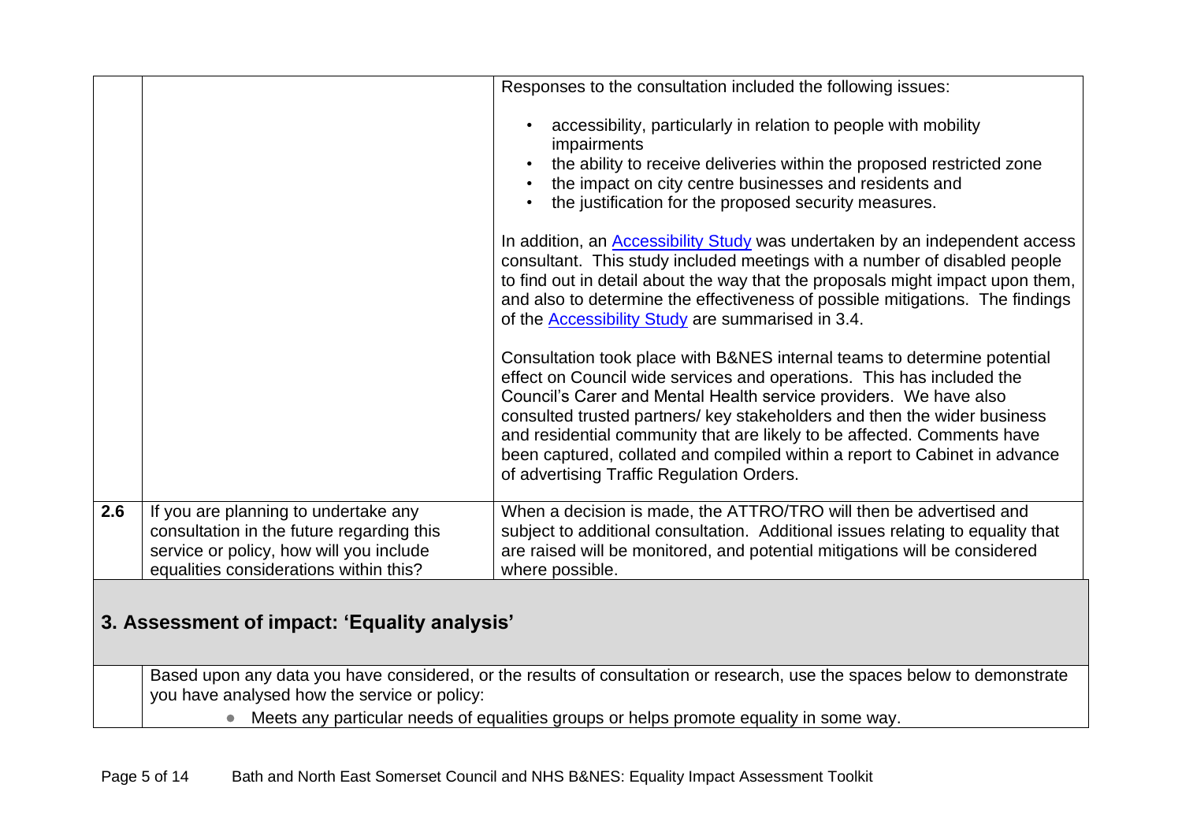| | | |
|---|---|---|
| | | Responses to the consultation included the following issues:<br><br>• accessibility, particularly in relation to people with mobility impairments<br>• the ability to receive deliveries within the proposed restricted zone<br>• the impact on city centre businesses and residents and<br>• the justification for the proposed security measures.<br><br>In addition, an [Accessibility Study]() was undertaken by an independent access consultant. This study included meetings with a number of disabled people to find out in detail about the way that the proposals might impact upon them, and also to determine the effectiveness of possible mitigations. The findings of the [Accessibility Study]() are summarised in 3.4.<br><br>Consultation took place with B&NES internal teams to determine potential effect on Council wide services and operations. This has included the Council's Carer and Mental Health service providers. We have also consulted trusted partners/ key stakeholders and then the wider business and residential community that are likely to be affected. Comments have been captured, collated and compiled within a report to Cabinet in advance of advertising Traffic Regulation Orders. |
| **2.6** | If you are planning to undertake any consultation in the future regarding this service or policy, how will you include equalities considerations within this? | When a decision is made, the ATTRO/TRO will then be advertised and subject to additional consultation. Additional issues relating to equality that are raised will be monitored, and potential mitigations will be considered where possible. |

## 3. Assessment of impact: 'Equality analysis'

Based upon any data you have considered, or the results of consultation or research, use the spaces below to demonstrate you have analysed how the service or policy:

- Meets any particular needs of equalities groups or helps promote equality in some way.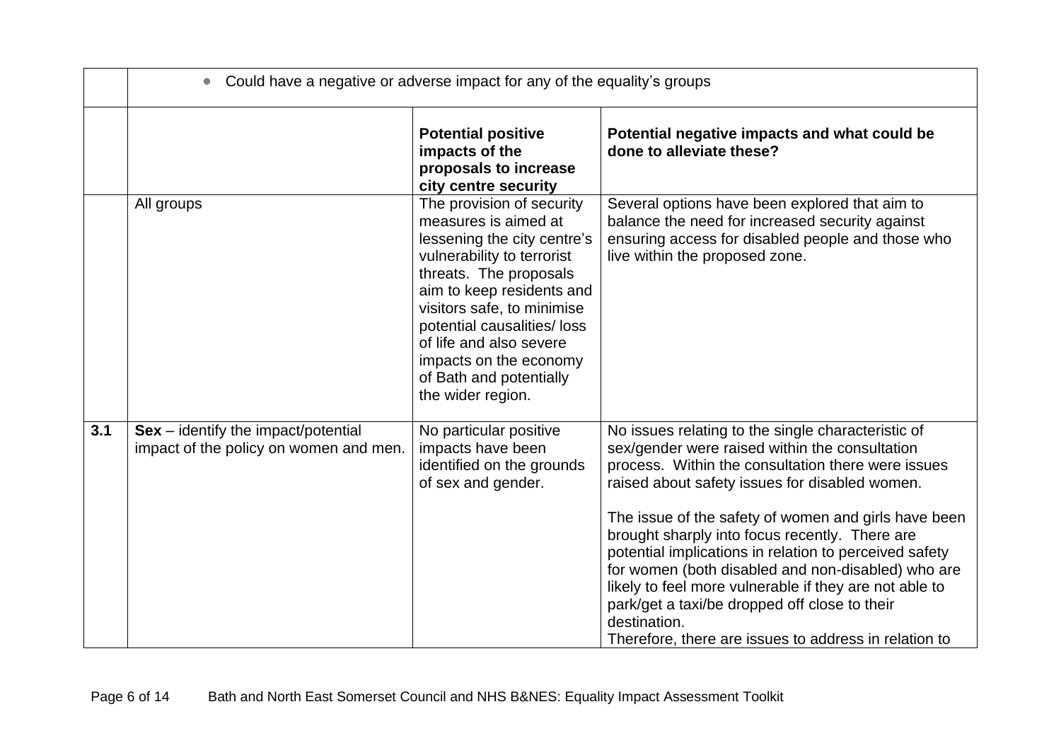| | • Could have a negative or adverse impact for any of the equality's groups | | |
|---|---|---|---|
| | | **Potential positive impacts of the proposals to increase city centre security** | **Potential negative impacts and what could be done to alleviate these?** |
| | All groups | The provision of security measures is aimed at lessening the city centre's vulnerability to terrorist threats. The proposals aim to keep residents and visitors safe, to minimise potential causalities/ loss of life and also severe impacts on the economy of Bath and potentially the wider region. | Several options have been explored that aim to balance the need for increased security against ensuring access for disabled people and those who live within the proposed zone. |
| **3.1** | **Sex** – identify the impact/potential impact of the policy on women and men. | No particular positive impacts have been identified on the grounds of sex and gender. | No issues relating to the single characteristic of sex/gender were raised within the consultation process. Within the consultation there were issues raised about safety issues for disabled women.<br><br>The issue of the safety of women and girls have been brought sharply into focus recently. There are potential implications in relation to perceived safety for women (both disabled and non-disabled) who are likely to feel more vulnerable if they are not able to park/get a taxi/be dropped off close to their destination.<br>Therefore, there are issues to address in relation to |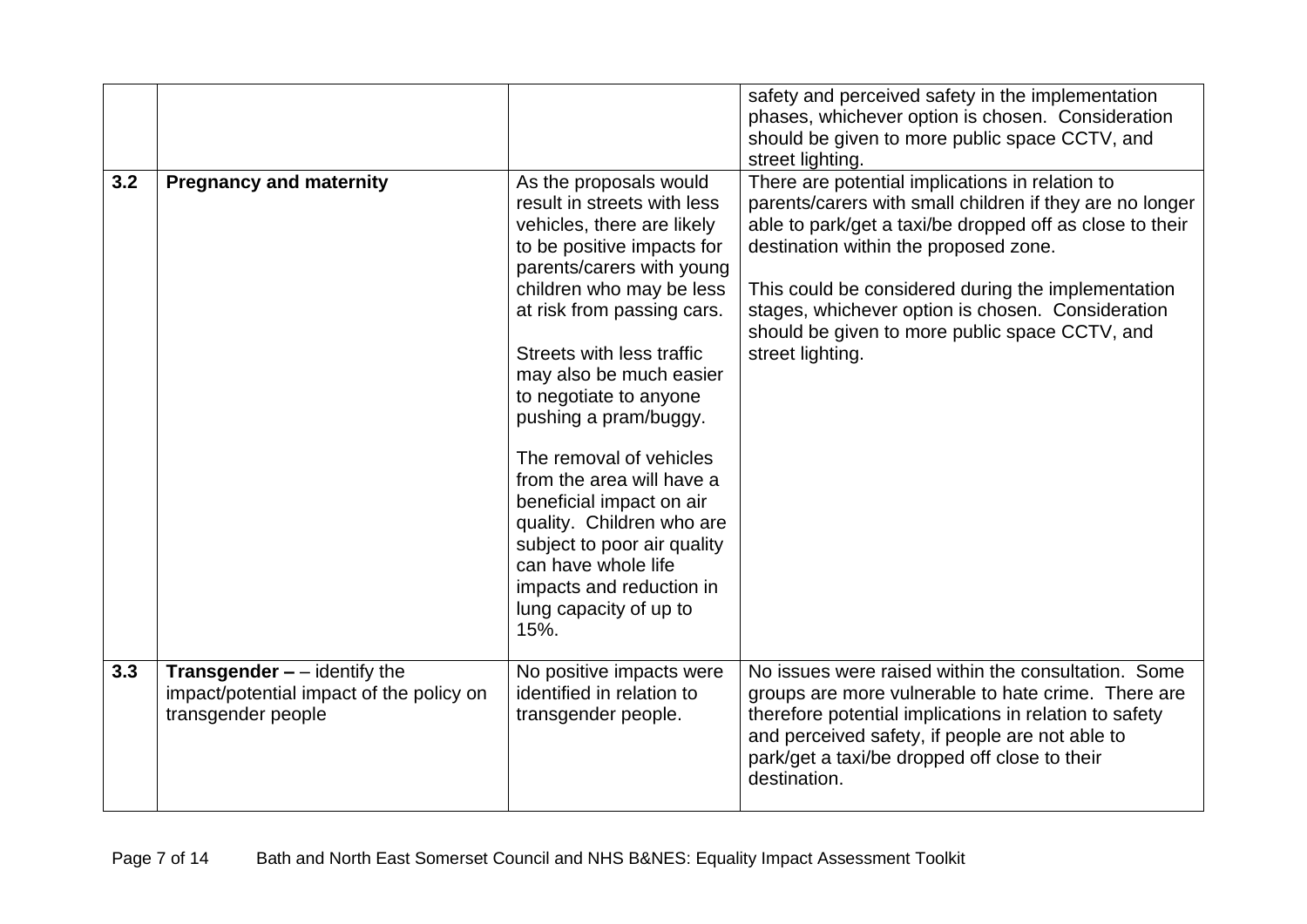| | | | |
|---|---|---|---|
| | | | safety and perceived safety in the implementation phases, whichever option is chosen. Consideration should be given to more public space CCTV, and street lighting. |
| **3.2** | **Pregnancy and maternity** | As the proposals would result in streets with less vehicles, there are likely to be positive impacts for parents/carers with young children who may be less at risk from passing cars.<br><br>Streets with less traffic may also be much easier to negotiate to anyone pushing a pram/buggy.<br><br>The removal of vehicles from the area will have a beneficial impact on air quality. Children who are subject to poor air quality can have whole life impacts and reduction in lung capacity of up to 15%. | There are potential implications in relation to parents/carers with small children if they are no longer able to park/get a taxi/be dropped off as close to their destination within the proposed zone.<br><br>This could be considered during the implementation stages, whichever option is chosen. Consideration should be given to more public space CCTV, and street lighting. |
| **3.3** | **Transgender –** – identify the impact/potential impact of the policy on transgender people | No positive impacts were identified in relation to transgender people. | No issues were raised within the consultation. Some groups are more vulnerable to hate crime. There are therefore potential implications in relation to safety and perceived safety, if people are not able to park/get a taxi/be dropped off close to their destination. |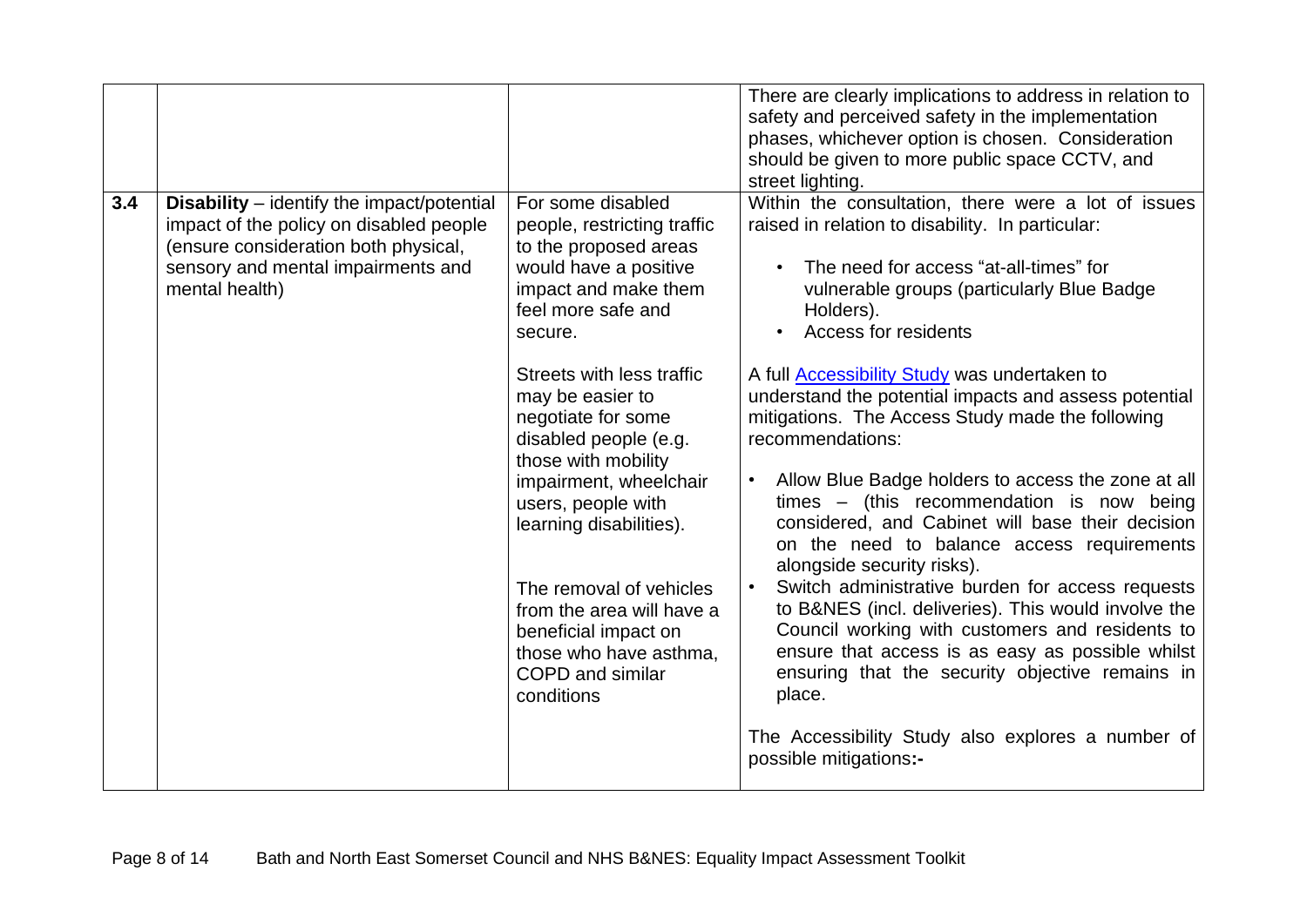|  |  |  |  |
|---|---|---|---|
|  |  |  | There are clearly implications to address in relation to safety and perceived safety in the implementation phases, whichever option is chosen. Consideration should be given to more public space CCTV, and street lighting. |
| **3.4** | **Disability** – identify the impact/potential impact of the policy on disabled people (ensure consideration both physical, sensory and mental impairments and mental health) | For some disabled people, restricting traffic to the proposed areas would have a positive impact and make them feel more safe and secure.<br><br>Streets with less traffic may be easier to negotiate for some disabled people (e.g. those with mobility impairment, wheelchair users, people with learning disabilities).<br><br>The removal of vehicles from the area will have a beneficial impact on those who have asthma, COPD and similar conditions | Within the consultation, there were a lot of issues raised in relation to disability. In particular:<br><br>• The need for access "at-all-times" for vulnerable groups (particularly Blue Badge Holders).<br>• Access for residents<br><br>A full [Accessibility Study]() was undertaken to understand the potential impacts and assess potential mitigations. The Access Study made the following recommendations:<br><br>• Allow Blue Badge holders to access the zone at all times – (this recommendation is now being considered, and Cabinet will base their decision on the need to balance access requirements alongside security risks).<br>• Switch administrative burden for access requests to B&NES (incl. deliveries). This would involve the Council working with customers and residents to ensure that access is as easy as possible whilst ensuring that the security objective remains in place.<br><br>The Accessibility Study also explores a number of possible mitigations**:-** |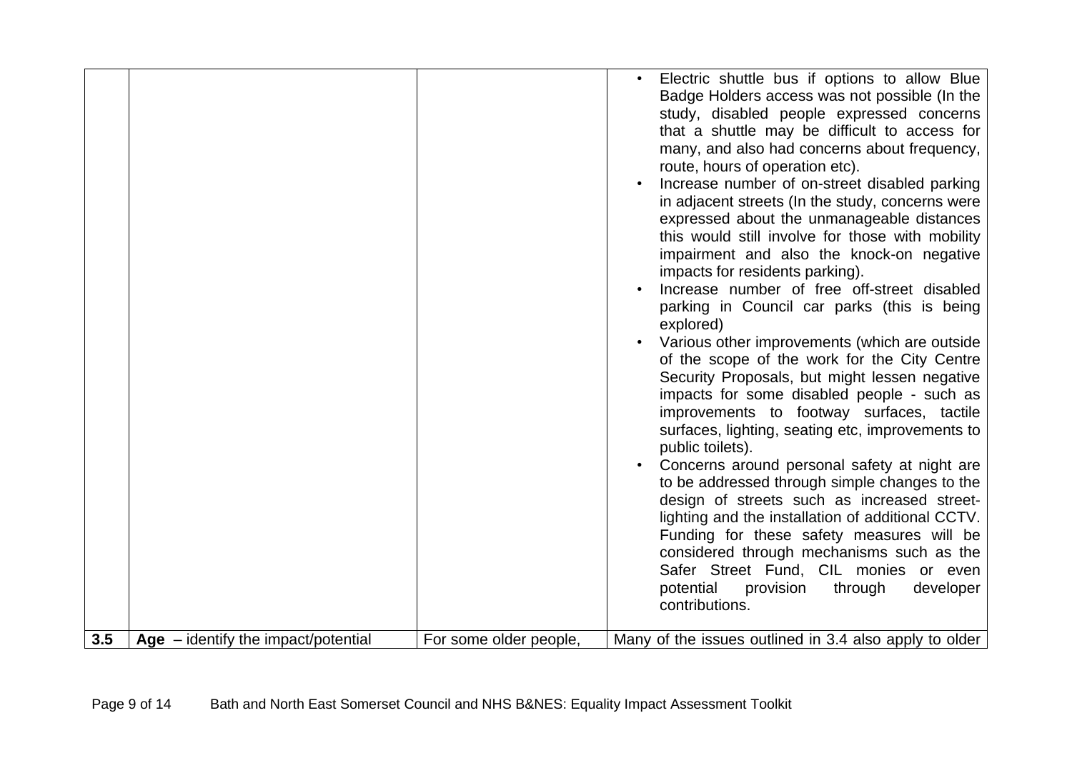| | | | |
|---|---|---|---|
| | | | • Electric shuttle bus if options to allow Blue Badge Holders access was not possible (In the study, disabled people expressed concerns that a shuttle may be difficult to access for many, and also had concerns about frequency, route, hours of operation etc).<br>• Increase number of on-street disabled parking in adjacent streets (In the study, concerns were expressed about the unmanageable distances this would still involve for those with mobility impairment and also the knock-on negative impacts for residents parking).<br>• Increase number of free off-street disabled parking in Council car parks (this is being explored)<br>• Various other improvements (which are outside of the scope of the work for the City Centre Security Proposals, but might lessen negative impacts for some disabled people - such as improvements to footway surfaces, tactile surfaces, lighting, seating etc, improvements to public toilets).<br>• Concerns around personal safety at night are to be addressed through simple changes to the design of streets such as increased street-lighting and the installation of additional CCTV. Funding for these safety measures will be considered through mechanisms such as the Safer Street Fund, CIL monies or even potential provision through developer contributions. |
| **3.5** | **Age** – identify the impact/potential | For some older people, | Many of the issues outlined in 3.4 also apply to older |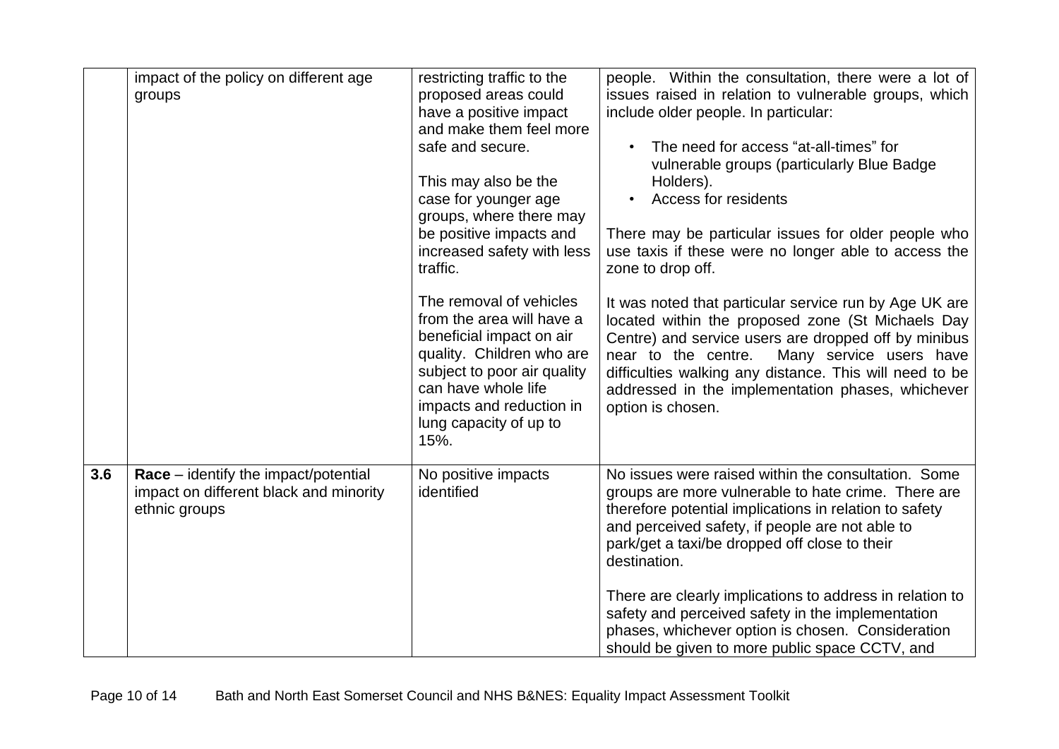| | | | |
|---|---|---|---|
| | impact of the policy on different age groups | restricting traffic to the proposed areas could have a positive impact and make them feel more safe and secure.<br><br>This may also be the case for younger age groups, where there may be positive impacts and increased safety with less traffic.<br><br>The removal of vehicles from the area will have a beneficial impact on air quality. Children who are subject to poor air quality can have whole life impacts and reduction in lung capacity of up to 15%. | people. Within the consultation, there were a lot of issues raised in relation to vulnerable groups, which include older people. In particular:<br><br>• The need for access "at-all-times" for vulnerable groups (particularly Blue Badge Holders).<br>• Access for residents<br><br>There may be particular issues for older people who use taxis if these were no longer able to access the zone to drop off.<br><br>It was noted that particular service run by Age UK are located within the proposed zone (St Michaels Day Centre) and service users are dropped off by minibus near to the centre. Many service users have difficulties walking any distance. This will need to be addressed in the implementation phases, whichever option is chosen. |
| **3.6** | **Race** – identify the impact/potential impact on different black and minority ethnic groups | No positive impacts identified | No issues were raised within the consultation. Some groups are more vulnerable to hate crime. There are therefore potential implications in relation to safety and perceived safety, if people are not able to park/get a taxi/be dropped off close to their destination.<br><br>There are clearly implications to address in relation to safety and perceived safety in the implementation phases, whichever option is chosen. Consideration should be given to more public space CCTV, and |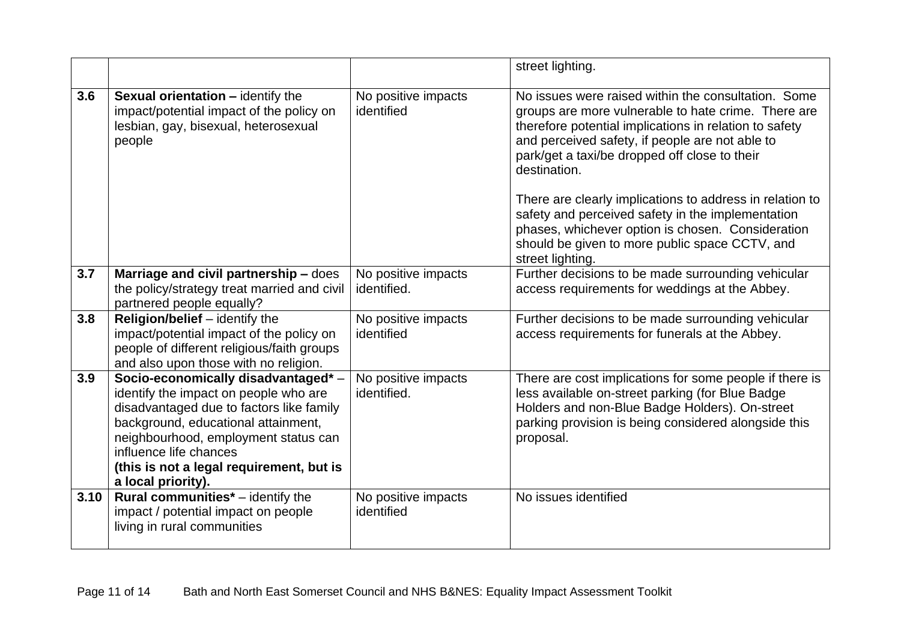| | | | |
|---|---|---|---|
| | | | street lighting. |
| 3.6 | **Sexual orientation –** identify the impact/potential impact of the policy on lesbian, gay, bisexual, heterosexual people | No positive impacts identified | No issues were raised within the consultation. Some groups are more vulnerable to hate crime. There are therefore potential implications in relation to safety and perceived safety, if people are not able to park/get a taxi/be dropped off close to their destination.<br><br>There are clearly implications to address in relation to safety and perceived safety in the implementation phases, whichever option is chosen. Consideration should be given to more public space CCTV, and street lighting. |
| 3.7 | **Marriage and civil partnership –** does the policy/strategy treat married and civil partnered people equally? | No positive impacts identified. | Further decisions to be made surrounding vehicular access requirements for weddings at the Abbey. |
| 3.8 | **Religion/belief** – identify the impact/potential impact of the policy on people of different religious/faith groups and also upon those with no religion. | No positive impacts identified | Further decisions to be made surrounding vehicular access requirements for funerals at the Abbey. |
| 3.9 | **Socio-economically disadvantaged*** – identify the impact on people who are disadvantaged due to factors like family background, educational attainment, neighbourhood, employment status can influence life chances<br>**(this is not a legal requirement, but is a local priority).** | No positive impacts identified. | There are cost implications for some people if there is less available on-street parking (for Blue Badge Holders and non-Blue Badge Holders). On-street parking provision is being considered alongside this proposal. |
| 3.10 | **Rural communities*** – identify the impact / potential impact on people living in rural communities | No positive impacts identified | No issues identified |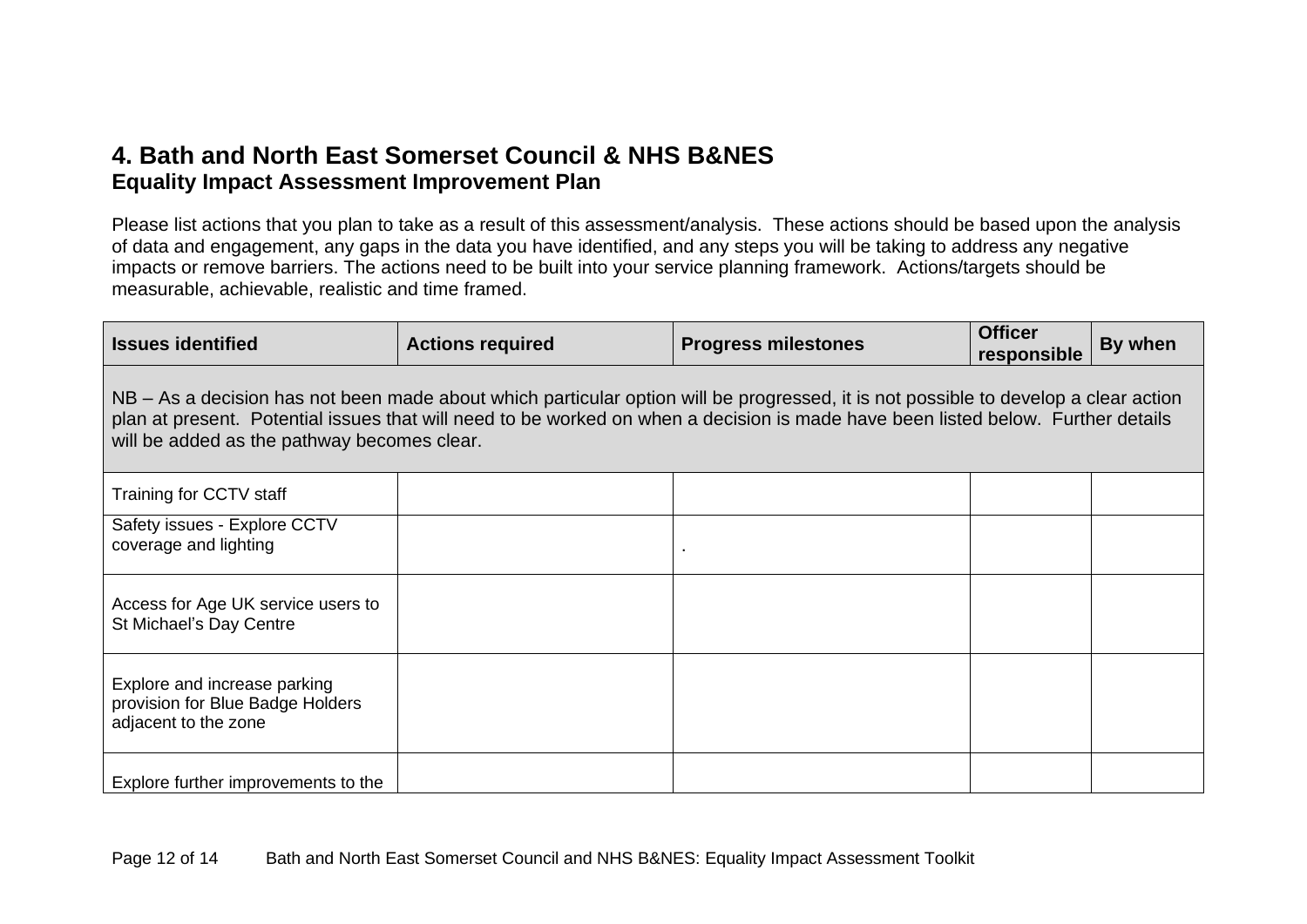## 4. Bath and North East Somerset Council & NHS B&NES

### Equality Impact Assessment Improvement Plan

Please list actions that you plan to take as a result of this assessment/analysis. These actions should be based upon the analysis of data and engagement, any gaps in the data you have identified, and any steps you will be taking to address any negative impacts or remove barriers. The actions need to be built into your service planning framework. Actions/targets should be measurable, achievable, realistic and time framed.

| Issues identified | Actions required | Progress milestones | Officer responsible | By when |
|---|---|---|---|---|
| NB – As a decision has not been made about which particular option will be progressed, it is not possible to develop a clear action plan at present. Potential issues that will need to be worked on when a decision is made have been listed below. Further details will be added as the pathway becomes clear. | | | | |
| Training for CCTV staff | | | | |
| Safety issues - Explore CCTV coverage and lighting | | . | | |
| Access for Age UK service users to St Michael's Day Centre | | | | |
| Explore and increase parking provision for Blue Badge Holders adjacent to the zone | | | | |
| Explore further improvements to the | | | | |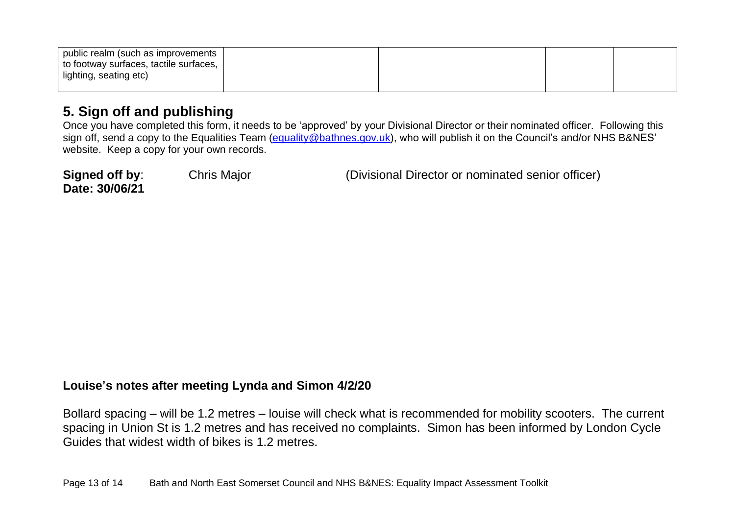| | | | | |
|---|---|---|---|---|
| public realm (such as improvements to footway surfaces, tactile surfaces, lighting, seating etc) | | | | |

## 5. Sign off and publishing

Once you have completed this form, it needs to be 'approved' by your Divisional Director or their nominated officer. Following this sign off, send a copy to the Equalities Team (equality@bathnes.gov.uk), who will publish it on the Council's and/or NHS B&NES' website. Keep a copy for your own records.

**Signed off by**: Chris Major (Divisional Director or nominated senior officer)
**Date: 30/06/21**

**Louise's notes after meeting Lynda and Simon 4/2/20**

Bollard spacing – will be 1.2 metres – louise will check what is recommended for mobility scooters. The current spacing in Union St is 1.2 metres and has received no complaints. Simon has been informed by London Cycle Guides that widest width of bikes is 1.2 metres.